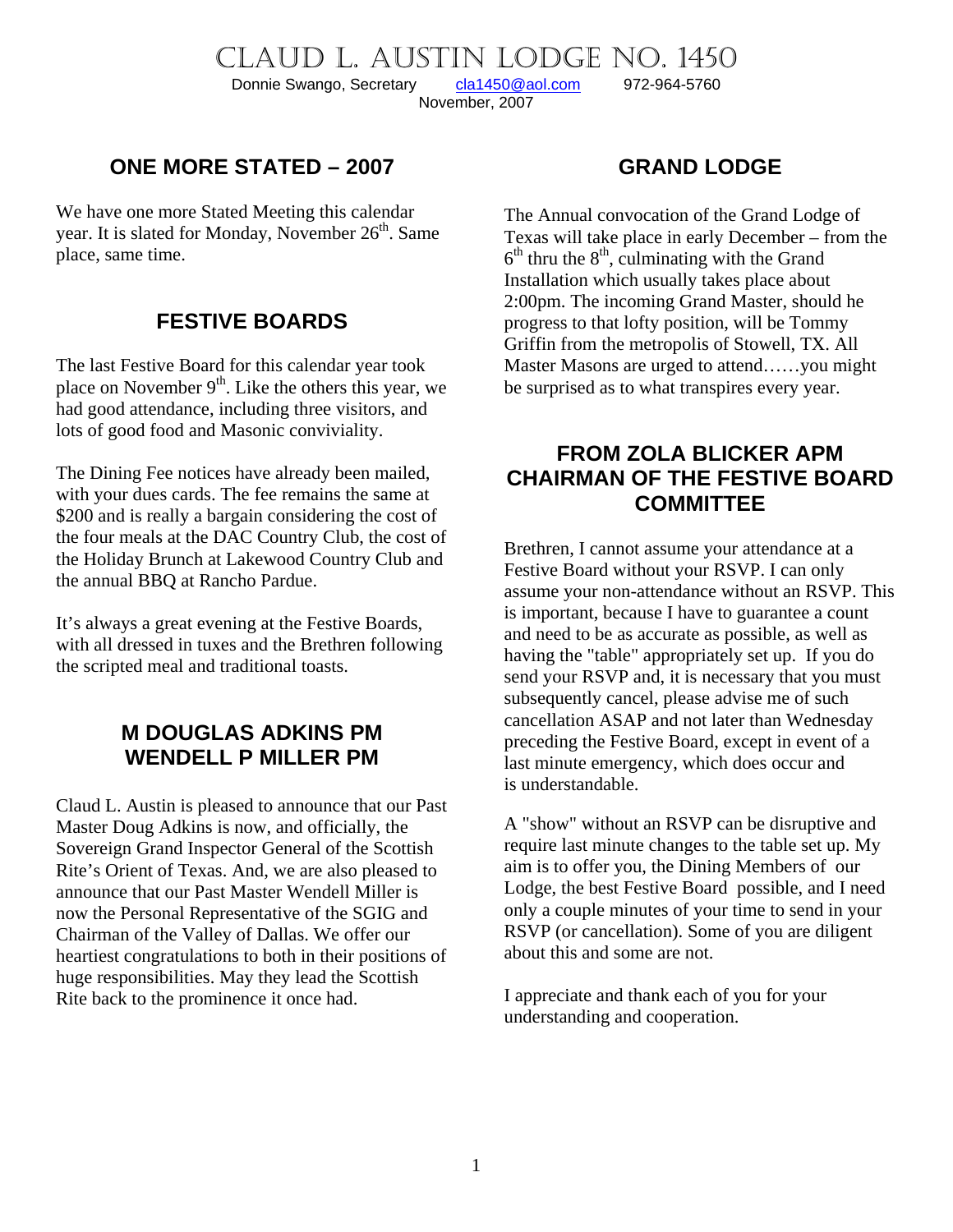# CLAUD L. AUSTIN LODGE NO. 1450

Donnie Swango, Secretary    cla1450@aol.com    972-964-5760

November, 2007

## ONE MORE STATED – 2007

We have one more Stated Meeting this calendar year. It is slated for Monday, November 26th. Same place, same time.

## FESTIVE BOARDS

The last Festive Board for this calendar year took place on November 9th. Like the others this year, we had good attendance, including three visitors, and lots of good food and Masonic conviviality.

The Dining Fee notices have already been mailed, with your dues cards. The fee remains the same at $200 and is really a bargain considering the cost of the four meals at the DAC Country Club, the cost of the Holiday Brunch at Lakewood Country Club and the annual BBQ at Rancho Pardue.

It's always a great evening at the Festive Boards, with all dressed in tuxes and the Brethren following the scripted meal and traditional toasts.

## M DOUGLAS ADKINS PM
## WENDELL P MILLER PM

Claud L. Austin is pleased to announce that our Past Master Doug Adkins is now, and officially, the Sovereign Grand Inspector General of the Scottish Rite's Orient of Texas. And, we are also pleased to announce that our Past Master Wendell Miller is now the Personal Representative of the SGIG and Chairman of the Valley of Dallas. We offer our heartiest congratulations to both in their positions of huge responsibilities. May they lead the Scottish Rite back to the prominence it once had.

## GRAND LODGE

The Annual convocation of the Grand Lodge of Texas will take place in early December – from the 6th thru the 8th, culminating with the Grand Installation which usually takes place about 2:00pm. The incoming Grand Master, should he progress to that lofty position, will be Tommy Griffin from the metropolis of Stowell, TX. All Master Masons are urged to attend……you might be surprised as to what transpires every year.

## FROM ZOLA BLICKER APM
## CHAIRMAN OF THE FESTIVE BOARD COMMITTEE

Brethren, I cannot assume your attendance at a Festive Board without your RSVP. I can only assume your non-attendance without an RSVP. This is important, because I have to guarantee a count and need to be as accurate as possible, as well as having the "table" appropriately set up. If you do send your RSVP and, it is necessary that you must subsequently cancel, please advise me of such cancellation ASAP and not later than Wednesday preceding the Festive Board, except in event of a last minute emergency, which does occur and is understandable.

A "show" without an RSVP can be disruptive and require last minute changes to the table set up. My aim is to offer you, the Dining Members of our Lodge, the best Festive Board possible, and I need only a couple minutes of your time to send in your RSVP (or cancellation). Some of you are diligent about this and some are not.

I appreciate and thank each of you for your understanding and cooperation.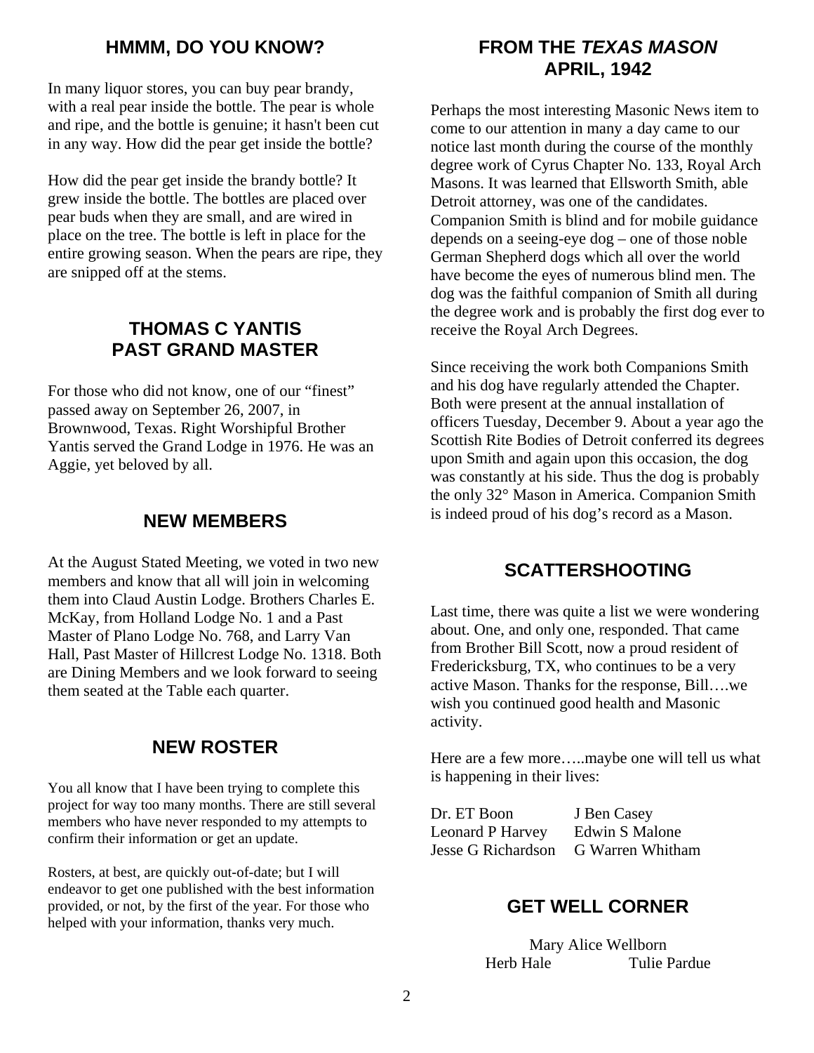## HMMM, DO YOU KNOW?

In many liquor stores, you can buy pear brandy, with a real pear inside the bottle. The pear is whole and ripe, and the bottle is genuine; it hasn't been cut in any way. How did the pear get inside the bottle?

How did the pear get inside the brandy bottle? It grew inside the bottle. The bottles are placed over pear buds when they are small, and are wired in place on the tree. The bottle is left in place for the entire growing season. When the pears are ripe, they are snipped off at the stems.

## THOMAS C YANTIS
## PAST GRAND MASTER

For those who did not know, one of our "finest" passed away on September 26, 2007, in Brownwood, Texas. Right Worshipful Brother Yantis served the Grand Lodge in 1976. He was an Aggie, yet beloved by all.

## NEW MEMBERS

At the August Stated Meeting, we voted in two new members and know that all will join in welcoming them into Claud Austin Lodge. Brothers Charles E. McKay, from Holland Lodge No. 1 and a Past Master of Plano Lodge No. 768, and Larry Van Hall, Past Master of Hillcrest Lodge No. 1318. Both are Dining Members and we look forward to seeing them seated at the Table each quarter.

## NEW ROSTER

You all know that I have been trying to complete this project for way too many months. There are still several members who have never responded to my attempts to confirm their information or get an update.

Rosters, at best, are quickly out-of-date; but I will endeavor to get one published with the best information provided, or not, by the first of the year. For those who helped with your information, thanks very much.

## FROM THE *TEXAS MASON*
## APRIL, 1942

Perhaps the most interesting Masonic News item to come to our attention in many a day came to our notice last month during the course of the monthly degree work of Cyrus Chapter No. 133, Royal Arch Masons. It was learned that Ellsworth Smith, able Detroit attorney, was one of the candidates. Companion Smith is blind and for mobile guidance depends on a seeing-eye dog – one of those noble German Shepherd dogs which all over the world have become the eyes of numerous blind men. The dog was the faithful companion of Smith all during the degree work and is probably the first dog ever to receive the Royal Arch Degrees.

Since receiving the work both Companions Smith and his dog have regularly attended the Chapter. Both were present at the annual installation of officers Tuesday, December 9. About a year ago the Scottish Rite Bodies of Detroit conferred its degrees upon Smith and again upon this occasion, the dog was constantly at his side. Thus the dog is probably the only 32° Mason in America. Companion Smith is indeed proud of his dog's record as a Mason.

## SCATTERSHOOTING

Last time, there was quite a list we were wondering about. One, and only one, responded. That came from Brother Bill Scott, now a proud resident of Fredericksburg, TX, who continues to be a very active Mason. Thanks for the response, Bill….we wish you continued good health and Masonic activity.

Here are a few more…..maybe one will tell us what is happening in their lives:

Dr. ET Boon — J Ben Casey
Leonard P Harvey — Edwin S Malone
Jesse G Richardson — G Warren Whitham

## GET WELL CORNER

Mary Alice Wellborn
Herb Hale — Tulie Pardue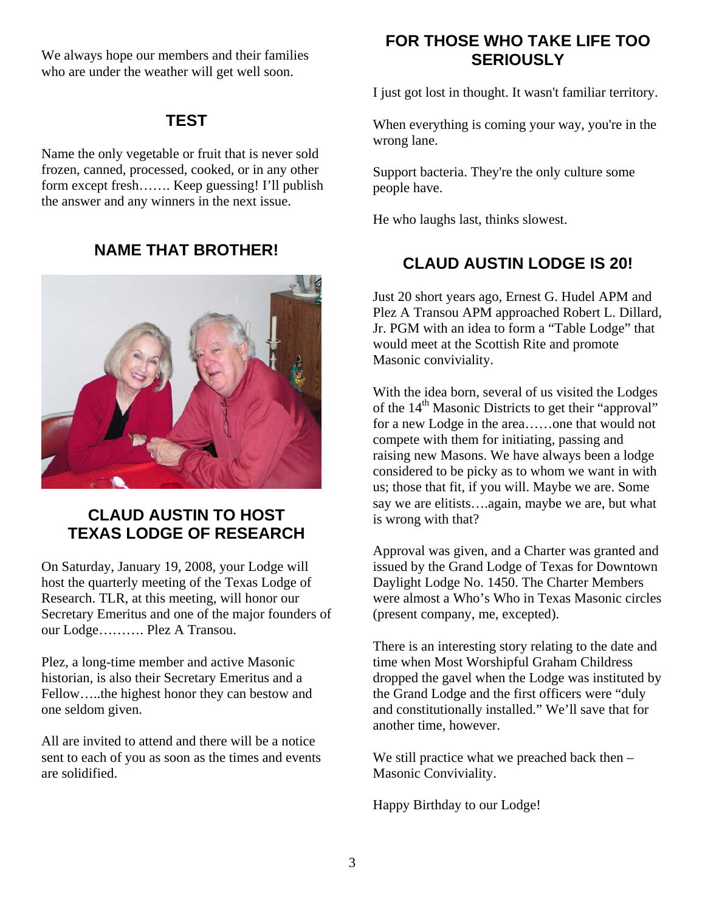We always hope our members and their families who are under the weather will get well soon.

## TEST

Name the only vegetable or fruit that is never sold frozen, canned, processed, cooked, or in any other form except fresh……. Keep guessing! I'll publish the answer and any winners in the next issue.

## NAME THAT BROTHER!

## CLAUD AUSTIN TO HOST TEXAS LODGE OF RESEARCH

On Saturday, January 19, 2008, your Lodge will host the quarterly meeting of the Texas Lodge of Research. TLR, at this meeting, will honor our Secretary Emeritus and one of the major founders of our Lodge………. Plez A Transou.

Plez, a long-time member and active Masonic historian, is also their Secretary Emeritus and a Fellow…..the highest honor they can bestow and one seldom given.

All are invited to attend and there will be a notice sent to each of you as soon as the times and events are solidified.

## FOR THOSE WHO TAKE LIFE TOO SERIOUSLY

I just got lost in thought. It wasn't familiar territory.

When everything is coming your way, you're in the wrong lane.

Support bacteria. They're the only culture some people have.

He who laughs last, thinks slowest.

## CLAUD AUSTIN LODGE IS 20!

Just 20 short years ago, Ernest G. Hudel APM and Plez A Transou APM approached Robert L. Dillard, Jr. PGM with an idea to form a "Table Lodge" that would meet at the Scottish Rite and promote Masonic conviviality.

With the idea born, several of us visited the Lodges of the 14th Masonic Districts to get their "approval" for a new Lodge in the area……one that would not compete with them for initiating, passing and raising new Masons. We have always been a lodge considered to be picky as to whom we want in with us; those that fit, if you will. Maybe we are. Some say we are elitists….again, maybe we are, but what is wrong with that?

Approval was given, and a Charter was granted and issued by the Grand Lodge of Texas for Downtown Daylight Lodge No. 1450. The Charter Members were almost a Who's Who in Texas Masonic circles (present company, me, excepted).

There is an interesting story relating to the date and time when Most Worshipful Graham Childress dropped the gavel when the Lodge was instituted by the Grand Lodge and the first officers were "duly and constitutionally installed." We'll save that for another time, however.

We still practice what we preached back then – Masonic Conviviality.

Happy Birthday to our Lodge!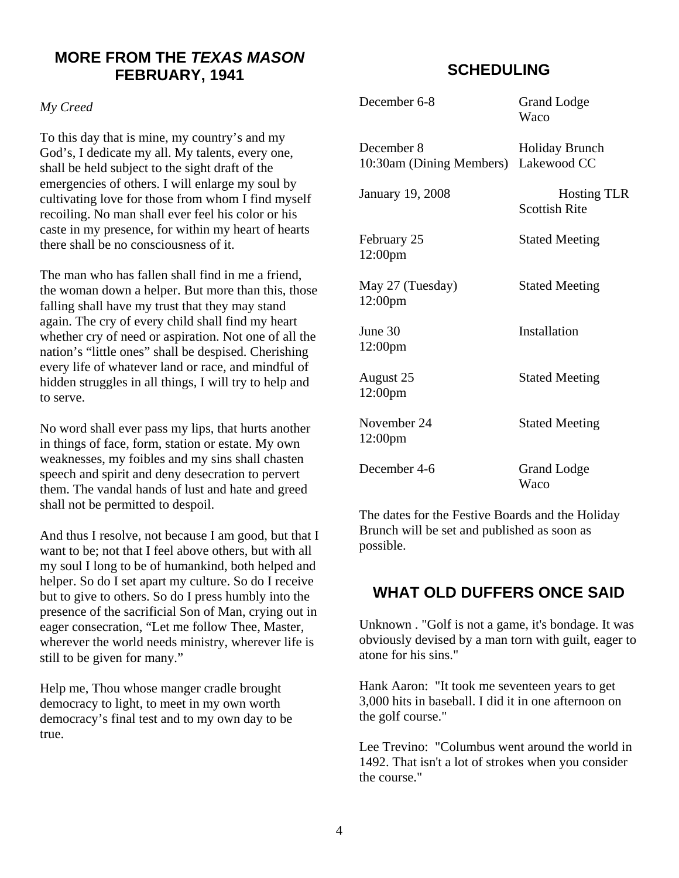## MORE FROM THE *TEXAS MASON* FEBRUARY, 1941

*My Creed*

To this day that is mine, my country's and my God's, I dedicate my all. My talents, every one, shall be held subject to the sight draft of the emergencies of others. I will enlarge my soul by cultivating love for those from whom I find myself recoiling. No man shall ever feel his color or his caste in my presence, for within my heart of hearts there shall be no consciousness of it.

The man who has fallen shall find in me a friend, the woman down a helper. But more than this, those falling shall have my trust that they may stand again. The cry of every child shall find my heart whether cry of need or aspiration. Not one of all the nation's "little ones" shall be despised. Cherishing every life of whatever land or race, and mindful of hidden struggles in all things, I will try to help and to serve.

No word shall ever pass my lips, that hurts another in things of face, form, station or estate. My own weaknesses, my foibles and my sins shall chasten speech and spirit and deny desecration to pervert them. The vandal hands of lust and hate and greed shall not be permitted to despoil.

And thus I resolve, not because I am good, but that I want to be; not that I feel above others, but with all my soul I long to be of humankind, both helped and helper. So do I set apart my culture. So do I receive but to give to others. So do I press humbly into the presence of the sacrificial Son of Man, crying out in eager consecration, "Let me follow Thee, Master, wherever the world needs ministry, wherever life is still to be given for many."

Help me, Thou whose manger cradle brought democracy to light, to meet in my own worth democracy's final test and to my own day to be true.

## SCHEDULING

| | |
|---|---|
| December 6-8 | Grand Lodge Waco |
| December 8 10:30am (Dining Members) | Holiday Brunch Lakewood CC |
| January 19, 2008 | Hosting TLR Scottish Rite |
| February 25 12:00pm | Stated Meeting |
| May 27 (Tuesday) 12:00pm | Stated Meeting |
| June 30 12:00pm | Installation |
| August 25 12:00pm | Stated Meeting |
| November 24 12:00pm | Stated Meeting |
| December 4-6 | Grand Lodge Waco |

The dates for the Festive Boards and the Holiday Brunch will be set and published as soon as possible.

## WHAT OLD DUFFERS ONCE SAID

Unknown . "Golf is not a game, it's bondage. It was obviously devised by a man torn with guilt, eager to atone for his sins."

Hank Aaron: "It took me seventeen years to get 3,000 hits in baseball. I did it in one afternoon on the golf course."

Lee Trevino: "Columbus went around the world in 1492. That isn't a lot of strokes when you consider the course."